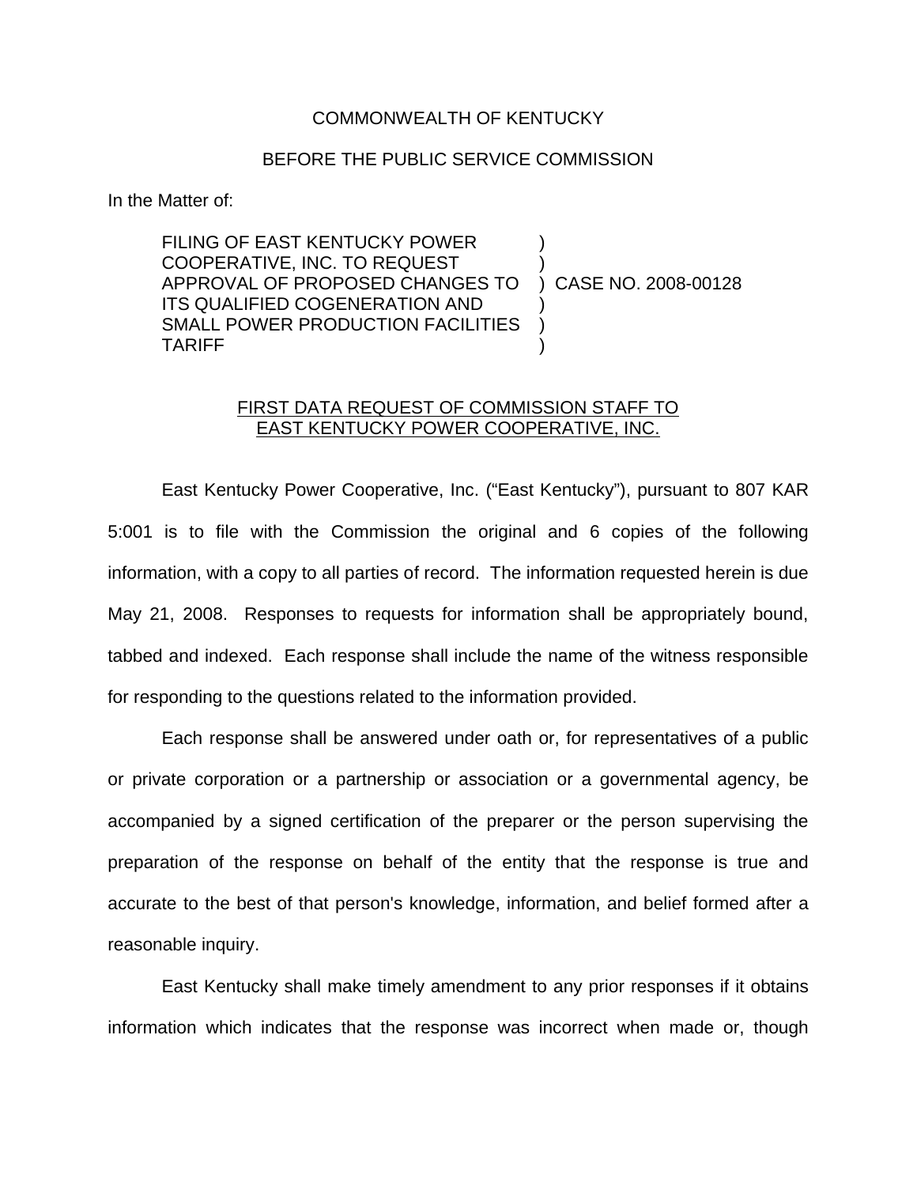COMMONWEALTH OF KENTUCKY

BEFORE THE PUBLIC SERVICE COMMISSION

In the Matter of:

| | | |
|---|---|---|
| FILING OF EAST KENTUCKY POWER COOPERATIVE, INC. TO REQUEST APPROVAL OF PROPOSED CHANGES TO ITS QUALIFIED COGENERATION AND SMALL POWER PRODUCTION FACILITIES TARIFF | ) | CASE NO. 2008-00128 |

FIRST DATA REQUEST OF COMMISSION STAFF TO EAST KENTUCKY POWER COOPERATIVE, INC.

East Kentucky Power Cooperative, Inc. ("East Kentucky"), pursuant to 807 KAR 5:001 is to file with the Commission the original and 6 copies of the following information, with a copy to all parties of record. The information requested herein is due May 21, 2008. Responses to requests for information shall be appropriately bound, tabbed and indexed. Each response shall include the name of the witness responsible for responding to the questions related to the information provided.

Each response shall be answered under oath or, for representatives of a public or private corporation or a partnership or association or a governmental agency, be accompanied by a signed certification of the preparer or the person supervising the preparation of the response on behalf of the entity that the response is true and accurate to the best of that person's knowledge, information, and belief formed after a reasonable inquiry.

East Kentucky shall make timely amendment to any prior responses if it obtains information which indicates that the response was incorrect when made or, though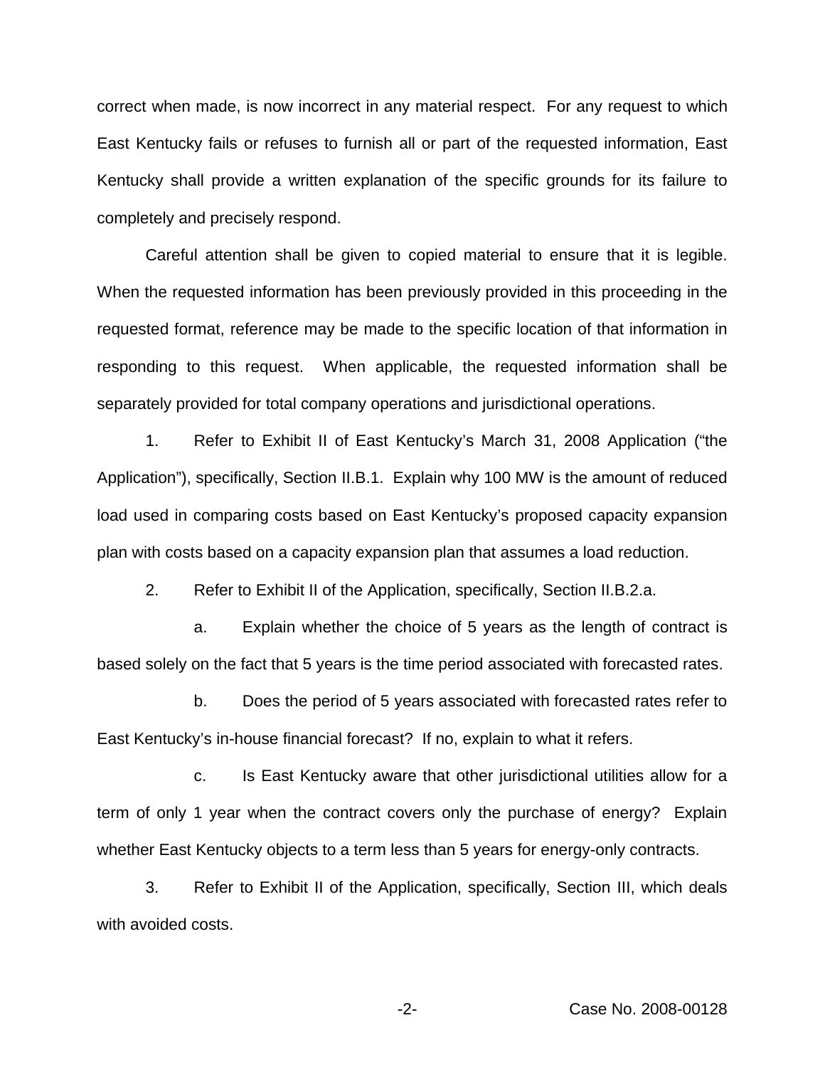correct when made, is now incorrect in any material respect. For any request to which East Kentucky fails or refuses to furnish all or part of the requested information, East Kentucky shall provide a written explanation of the specific grounds for its failure to completely and precisely respond.

Careful attention shall be given to copied material to ensure that it is legible. When the requested information has been previously provided in this proceeding in the requested format, reference may be made to the specific location of that information in responding to this request. When applicable, the requested information shall be separately provided for total company operations and jurisdictional operations.

1. Refer to Exhibit II of East Kentucky's March 31, 2008 Application ("the Application"), specifically, Section II.B.1. Explain why 100 MW is the amount of reduced load used in comparing costs based on East Kentucky's proposed capacity expansion plan with costs based on a capacity expansion plan that assumes a load reduction.

2. Refer to Exhibit II of the Application, specifically, Section II.B.2.a.

    a. Explain whether the choice of 5 years as the length of contract is based solely on the fact that 5 years is the time period associated with forecasted rates.

    b. Does the period of 5 years associated with forecasted rates refer to East Kentucky's in-house financial forecast? If no, explain to what it refers.

    c. Is East Kentucky aware that other jurisdictional utilities allow for a term of only 1 year when the contract covers only the purchase of energy? Explain whether East Kentucky objects to a term less than 5 years for energy-only contracts.

3. Refer to Exhibit II of the Application, specifically, Section III, which deals with avoided costs.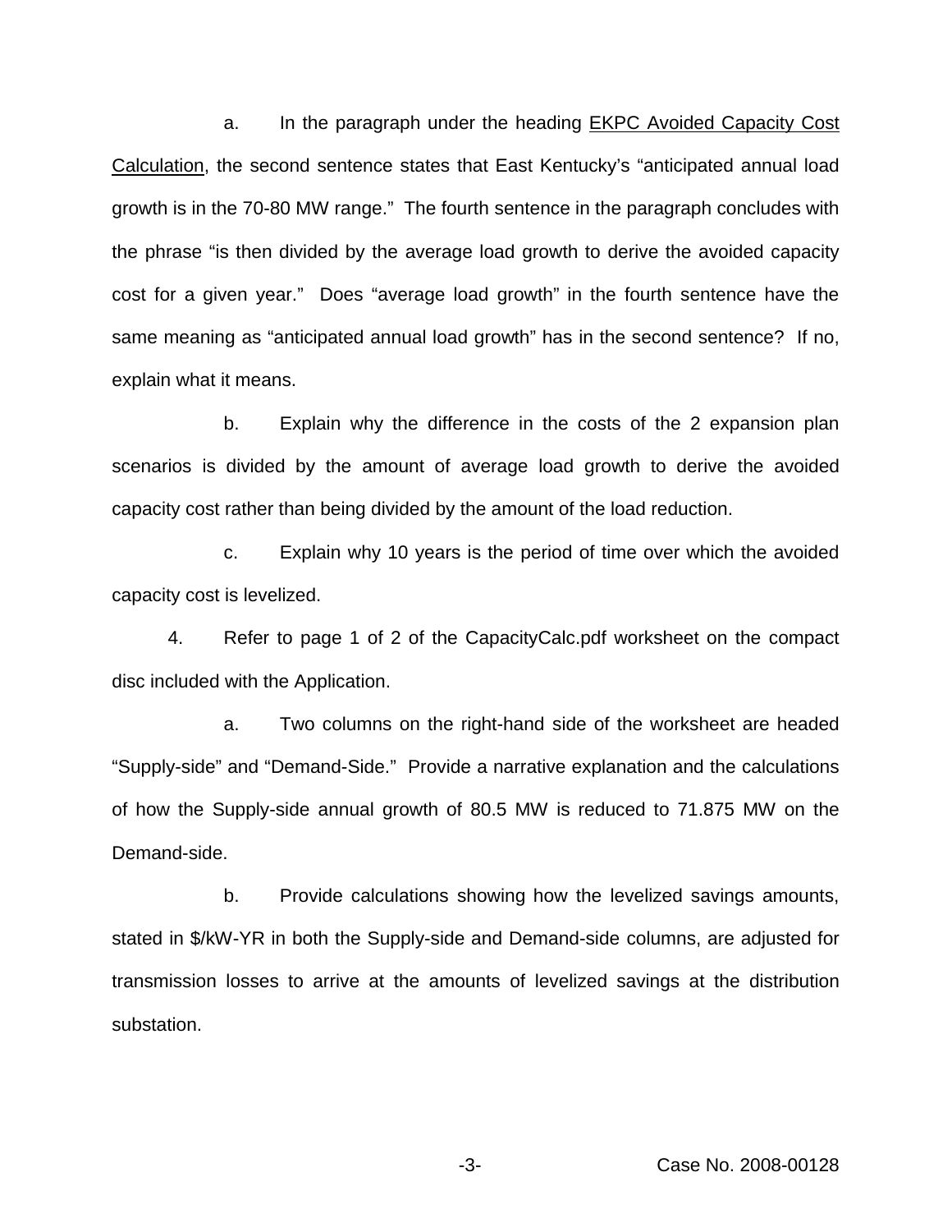a. In the paragraph under the heading <u>EKPC Avoided Capacity Cost Calculation</u>, the second sentence states that East Kentucky's "anticipated annual load growth is in the 70-80 MW range." The fourth sentence in the paragraph concludes with the phrase "is then divided by the average load growth to derive the avoided capacity cost for a given year." Does "average load growth" in the fourth sentence have the same meaning as "anticipated annual load growth" has in the second sentence? If no, explain what it means.

b. Explain why the difference in the costs of the 2 expansion plan scenarios is divided by the amount of average load growth to derive the avoided capacity cost rather than being divided by the amount of the load reduction.

c. Explain why 10 years is the period of time over which the avoided capacity cost is levelized.

4. Refer to page 1 of 2 of the CapacityCalc.pdf worksheet on the compact disc included with the Application.

a. Two columns on the right-hand side of the worksheet are headed "Supply-side" and "Demand-Side." Provide a narrative explanation and the calculations of how the Supply-side annual growth of 80.5 MW is reduced to 71.875 MW on the Demand-side.

b. Provide calculations showing how the levelized savings amounts, stated in $/kW-YR in both the Supply-side and Demand-side columns, are adjusted for transmission losses to arrive at the amounts of levelized savings at the distribution substation.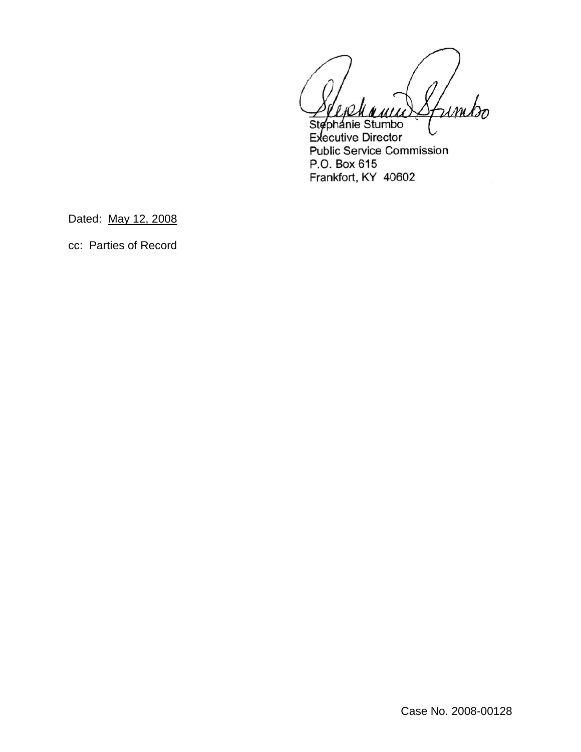Stephanie Stumbo
Executive Director
Public Service Commission
P.O. Box 615
Frankfort, KY 40602

Dated: May 12, 2008

cc: Parties of Record

Case No. 2008-00128